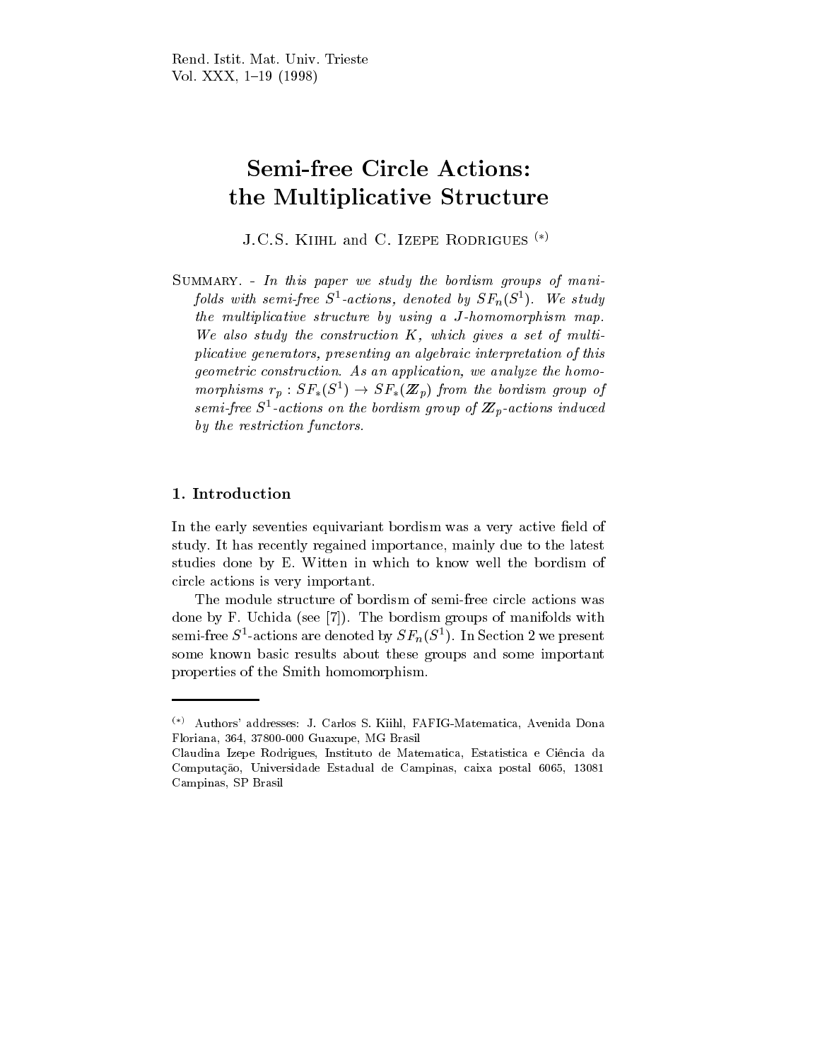# Semi-free Circle Actions: the Multiplicative Structure

J.C.S. Kiihl and C. Izepe Rodrigues (*)

Summary. - *In this paper we study the bordism groups of manifolds with semi-free $S^1$-actions, denoted by $SF_n(S^1)$. We study the multiplicative structure by using a J-homomorphism map. We also study the construction K, which gives a set of multiplicative generators, presenting an algebraic interpretation of this geometric construction. As an application, we analyze the homomorphisms $r_p : SF_*(S^1) \to SF_*(\mathbb{Z}_p)$ from the bordism group of semi-free $S^1$-actions on the bordism group of $\mathbb{Z}_p$-actions induced by the restriction functors.*

## 1. Introduction

In the early seventies equivariant bordism was a very active field of study. It has recently regained importance, mainly due to the latest studies done by E. Witten in which to know well the bordism of circle actions is very important.

The module structure of bordism of semi-free circle actions was done by F. Uchida (see [7]). The bordism groups of manifolds with semi-free $S^1$-actions are denoted by $SF_n(S^1)$. In Section 2 we present some known basic results about these groups and some important properties of the Smith homomorphism.

---

(*) Authors' addresses: J. Carlos S. Kiihl, FAFIG-Matematica, Avenida Dona Floriana, 364, 37800-000 Guaxupe, MG Brasil
Claudina Izepe Rodrigues, Instituto de Matematica, Estatistica e Ciência da Computação, Universidade Estadual de Campinas, caixa postal 6065, 13081 Campinas, SP Brasil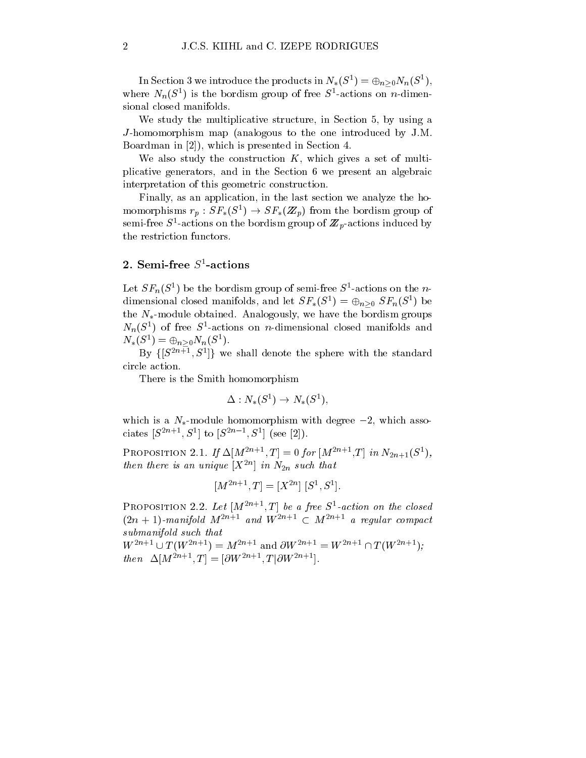In Section 3 we introduce the products in $N_*(S^1) = \oplus_{n\geq 0} N_n(S^1)$, where $N_n(S^1)$ is the bordism group of free $S^1$-actions on $n$-dimensional closed manifolds.

We study the multiplicative structure, in Section 5, by using a $J$-homomorphism map (analogous to the one introduced by J.M. Boardman in [2]), which is presented in Section 4.

We also study the construction $K$, which gives a set of multiplicative generators, and in the Section 6 we present an algebraic interpretation of this geometric construction.

Finally, as an application, in the last section we analyze the homomorphisms $r_p : SF_*(S^1) \to SF_*(\mathbb{Z}_p)$ from the bordism group of semi-free $S^1$-actions on the bordism group of $\mathbb{Z}_p$-actions induced by the restriction functors.

## 2. Semi-free $S^1$-actions

Let $SF_n(S^1)$ be the bordism group of semi-free $S^1$-actions on the $n$-dimensional closed manifolds, and let $SF_*(S^1) = \oplus_{n\geq 0}\, SF_n(S^1)$ be the $N_*$-module obtained. Analogously, we have the bordism groups $N_n(S^1)$ of free $S^1$-actions on $n$-dimensional closed manifolds and $N_*(S^1) = \oplus_{n\geq 0} N_n(S^1)$.

By $\{[S^{2n+1}, S^1]\}$ we shall denote the sphere with the standard circle action.

There is the Smith homomorphism

$$\Delta : N_*(S^1) \to N_*(S^1),$$

which is a $N_*$-module homomorphism with degree $-2$, which associates $[S^{2n+1}, S^1]$ to $[S^{2n-1}, S^1]$ (see [2]).

Proposition 2.1. *If $\Delta[M^{2n+1}, T] = 0$ for $[M^{2n+1}, T]$ in $N_{2n+1}(S^1)$, then there is an unique $[X^{2n}]$ in $N_{2n}$ such that*

$$[M^{2n+1}, T] = [X^{2n}]\,[S^1, S^1].$$

Proposition 2.2. *Let $[M^{2n+1}, T]$ be a free $S^1$-action on the closed $(2n+1)$-manifold $M^{2n+1}$ and $W^{2n+1} \subset M^{2n+1}$ a regular compact submanifold such that*
$W^{2n+1} \cup T(W^{2n+1}) = M^{2n+1}$ and $\partial W^{2n+1} = W^{2n+1} \cap T(W^{2n+1})$*;*
*then* $\Delta[M^{2n+1}, T] = [\partial W^{2n+1}, T|\partial W^{2n+1}]$.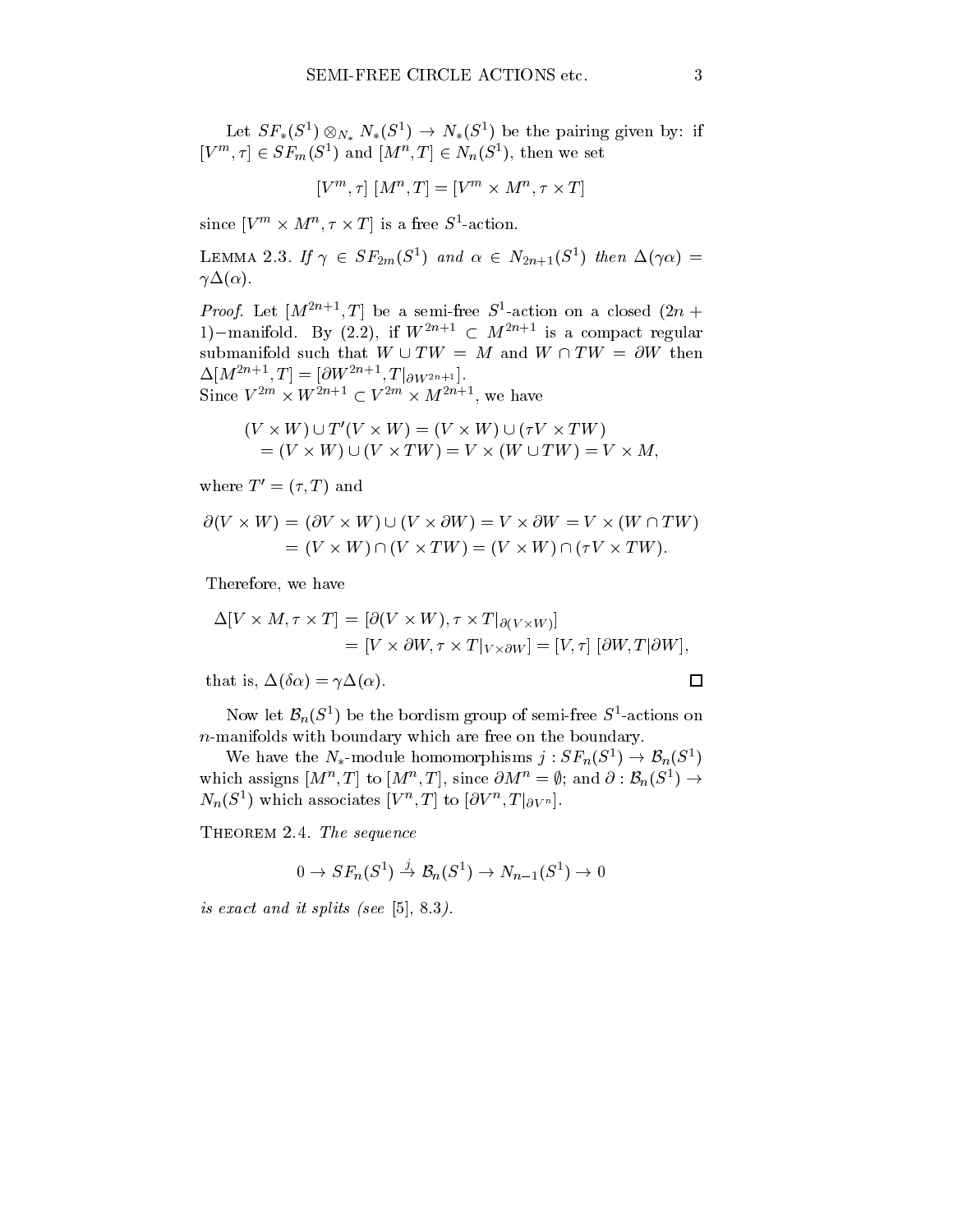Let $SF_*(S^1) \otimes_{N_*} N_*(S^1) \to N_*(S^1)$ be the pairing given by: if $[V^m, \tau] \in SF_m(S^1)$ and $[M^n, T] \in N_n(S^1)$, then we set

$$[V^m, \tau]\ [M^n, T] = [V^m \times M^n, \tau \times T]$$

since $[V^m \times M^n, \tau \times T]$ is a free $S^1$-action.

LEMMA 2.3. *If $\gamma \in SF_{2m}(S^1)$ and $\alpha \in N_{2n+1}(S^1)$ then $\Delta(\gamma\alpha) = \gamma\Delta(\alpha)$.*

*Proof.* Let $[M^{2n+1}, T]$ be a semi-free $S^1$-action on a closed $(2n+1)-$manifold. By (2.2), if $W^{2n+1} \subset M^{2n+1}$ is a compact regular submanifold such that $W \cup TW = M$ and $W \cap TW = \partial W$ then $\Delta[M^{2n+1}, T] = [\partial W^{2n+1}, T|_{\partial W^{2n+1}}]$.
Since $V^{2m} \times W^{2n+1} \subset V^{2m} \times M^{2n+1}$, we have

$$\begin{aligned}
&(V \times W) \cup T'(V \times W) = (V \times W) \cup (\tau V \times TW)\\
&\quad = (V \times W) \cup (V \times TW) = V \times (W \cup TW) = V \times M,
\end{aligned}$$

where $T' = (\tau, T)$ and

$$\begin{aligned}
\partial(V \times W) &= (\partial V \times W) \cup (V \times \partial W) = V \times \partial W = V \times (W \cap TW)\\
&= (V \times W) \cap (V \times TW) = (V \times W) \cap (\tau V \times TW).
\end{aligned}$$

Therefore, we have

$$\begin{aligned}
\Delta[V \times M, \tau \times T] &= [\partial(V \times W), \tau \times T|_{\partial(V \times W)}]\\
&= [V \times \partial W, \tau \times T|_{V \times \partial W}] = [V, \tau]\ [\partial W, T|\partial W],
\end{aligned}$$

that is, $\Delta(\delta\alpha) = \gamma\Delta(\alpha)$. $\square$

Now let $\mathcal{B}_n(S^1)$ be the bordism group of semi-free $S^1$-actions on $n$-manifolds with boundary which are free on the boundary.

We have the $N_*$-module homomorphisms $j : SF_n(S^1) \to \mathcal{B}_n(S^1)$ which assigns $[M^n, T]$ to $[M^n, T]$, since $\partial M^n = \emptyset$; and $\partial : \mathcal{B}_n(S^1) \to N_n(S^1)$ which associates $[V^n, T]$ to $[\partial V^n, T|_{\partial V^n}]$.

THEOREM 2.4. *The sequence*

$$0 \to SF_n(S^1) \xrightarrow{j} \mathcal{B}_n(S^1) \to N_{n-1}(S^1) \to 0$$

*is exact and it splits (see [5], 8.3).*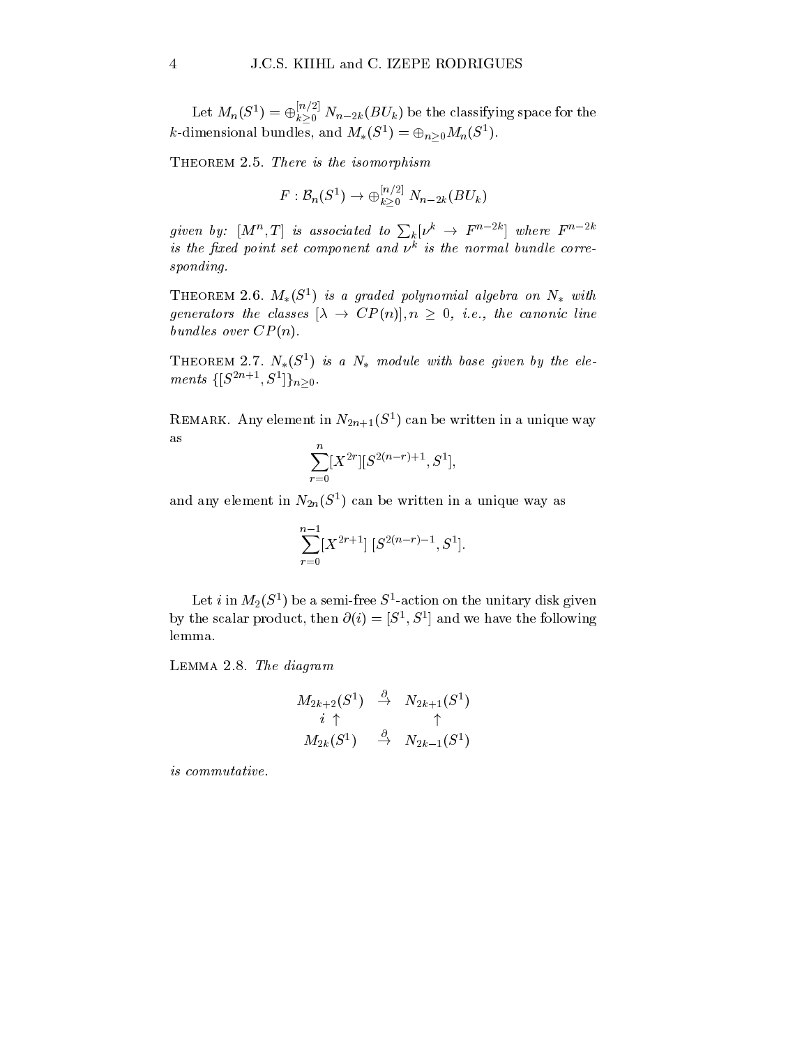Let $M_n(S^1) = \oplus_{k\geq 0}^{[n/2]} N_{n-2k}(BU_k)$ be the classifying space for the $k$-dimensional bundles, and $M_*(S^1) = \oplus_{n\geq 0} M_n(S^1)$.

Theorem 2.5. *There is the isomorphism*

$$F : \mathcal{B}_n(S^1) \to \oplus_{k\geq 0}^{[n/2]} N_{n-2k}(BU_k)$$

*given by:* $[M^n, T]$ *is associated to* $\sum_k [\nu^k \to F^{n-2k}]$ *where* $F^{n-2k}$ *is the fixed point set component and* $\nu^k$ *is the normal bundle corresponding.*

Theorem 2.6. $M_*(S^1)$ *is a graded polynomial algebra on* $N_*$ *with generators the classes* $[\lambda \to CP(n)], n \geq 0$*, i.e., the canonic line bundles over* $CP(n)$*.*

Theorem 2.7. $N_*(S^1)$ *is a* $N_*$ *module with base given by the elements* $\{[S^{2n+1}, S^1]\}_{n\geq 0}$*.*

Remark. Any element in $N_{2n+1}(S^1)$ can be written in a unique way as

$$\sum_{r=0}^{n} [X^{2r}][S^{2(n-r)+1}, S^1],$$

and any element in $N_{2n}(S^1)$ can be written in a unique way as

$$\sum_{r=0}^{n-1} [X^{2r+1}]\ [S^{2(n-r)-1}, S^1].$$

Let $i$ in $M_2(S^1)$ be a semi-free $S^1$-action on the unitary disk given by the scalar product, then $\partial(i) = [S^1, S^1]$ and we have the following lemma.

Lemma 2.8. *The diagram*

$$\begin{array}{ccc} M_{2k+2}(S^1) & \overset{\partial}{\to} & N_{2k+1}(S^1) \\ i \uparrow & & \uparrow \\ M_{2k}(S^1) & \overset{\partial}{\to} & N_{2k-1}(S^1) \end{array}$$

*is commutative.*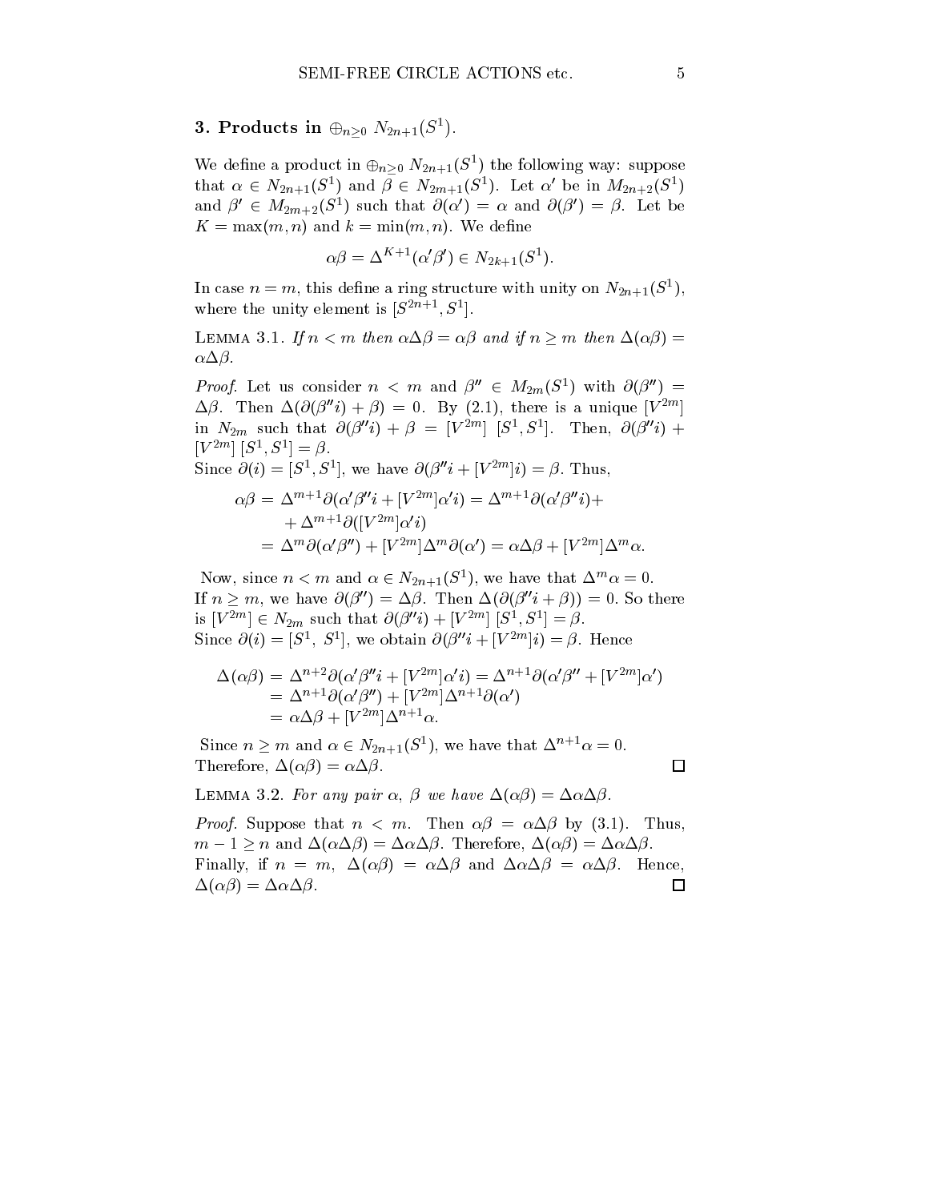## 3. Products in $\oplus_{n\geq 0}\ N_{2n+1}(S^1)$.

We define a product in $\oplus_{n\geq 0}\ N_{2n+1}(S^1)$ the following way: suppose that $\alpha \in N_{2n+1}(S^1)$ and $\beta \in N_{2m+1}(S^1)$. Let $\alpha'$ be in $M_{2n+2}(S^1)$ and $\beta' \in M_{2m+2}(S^1)$ such that $\partial(\alpha') = \alpha$ and $\partial(\beta') = \beta$. Let be $K = \max(m, n)$ and $k = \min(m, n)$. We define

$$\alpha\beta = \Delta^{K+1}(\alpha'\beta') \in N_{2k+1}(S^1).$$

In case $n = m$, this define a ring structure with unity on $N_{2n+1}(S^1)$, where the unity element is $[S^{2n+1}, S^1]$.

Lemma 3.1. *If $n < m$ then $\alpha\Delta\beta = \alpha\beta$ and if $n \geq m$ then $\Delta(\alpha\beta) = \alpha\Delta\beta$.*

*Proof.* Let us consider $n < m$ and $\beta'' \in M_{2m}(S^1)$ with $\partial(\beta'') = \Delta\beta$. Then $\Delta(\partial(\beta'' i) + \beta) = 0$. By (2.1), there is a unique $[V^{2m}]$ in $N_{2m}$ such that $\partial(\beta'' i) + \beta = [V^{2m}]\ [S^1, S^1]$. Then, $\partial(\beta'' i) + [V^{2m}]\ [S^1, S^1] = \beta$.
Since $\partial(i) = [S^1, S^1]$, we have $\partial(\beta'' i + [V^{2m}]i) = \beta$. Thus,

$$\begin{aligned}
\alpha\beta &= \Delta^{m+1}\partial(\alpha'\beta'' i + [V^{2m}]\alpha' i) = \Delta^{m+1}\partial(\alpha'\beta'' i) + \\
&\quad + \Delta^{m+1}\partial([V^{2m}]\alpha' i) \\
&= \Delta^{m}\partial(\alpha'\beta'') + [V^{2m}]\Delta^{m}\partial(\alpha') = \alpha\Delta\beta + [V^{2m}]\Delta^{m}\alpha.
\end{aligned}$$

Now, since $n < m$ and $\alpha \in N_{2n+1}(S^1)$, we have that $\Delta^m \alpha = 0$.
If $n \geq m$, we have $\partial(\beta'') = \Delta\beta$. Then $\Delta(\partial(\beta'' i + \beta)) = 0$. So there is $[V^{2m}] \in N_{2m}$ such that $\partial(\beta'' i) + [V^{2m}]\ [S^1, S^1] = \beta$.
Since $\partial(i) = [S^1,\ S^1]$, we obtain $\partial(\beta'' i + [V^{2m}]i) = \beta$. Hence

$$\begin{aligned}
\Delta(\alpha\beta) &= \Delta^{n+2}\partial(\alpha'\beta'' i + [V^{2m}]\alpha' i) = \Delta^{n+1}\partial(\alpha'\beta'' + [V^{2m}]\alpha') \\
&= \Delta^{n+1}\partial(\alpha'\beta'') + [V^{2m}]\Delta^{n+1}\partial(\alpha') \\
&= \alpha\Delta\beta + [V^{2m}]\Delta^{n+1}\alpha.
\end{aligned}$$

Since $n \geq m$ and $\alpha \in N_{2n+1}(S^1)$, we have that $\Delta^{n+1}\alpha = 0$.
Therefore, $\Delta(\alpha\beta) = \alpha\Delta\beta$. $\square$

Lemma 3.2. *For any pair $\alpha$, $\beta$ we have $\Delta(\alpha\beta) = \Delta\alpha\Delta\beta$.*

*Proof.* Suppose that $n < m$. Then $\alpha\beta = \alpha\Delta\beta$ by (3.1). Thus, $m - 1 \geq n$ and $\Delta(\alpha\Delta\beta) = \Delta\alpha\Delta\beta$. Therefore, $\Delta(\alpha\beta) = \Delta\alpha\Delta\beta$.
Finally, if $n = m$, $\Delta(\alpha\beta) = \alpha\Delta\beta$ and $\Delta\alpha\Delta\beta = \alpha\Delta\beta$. Hence, $\Delta(\alpha\beta) = \Delta\alpha\Delta\beta$. $\square$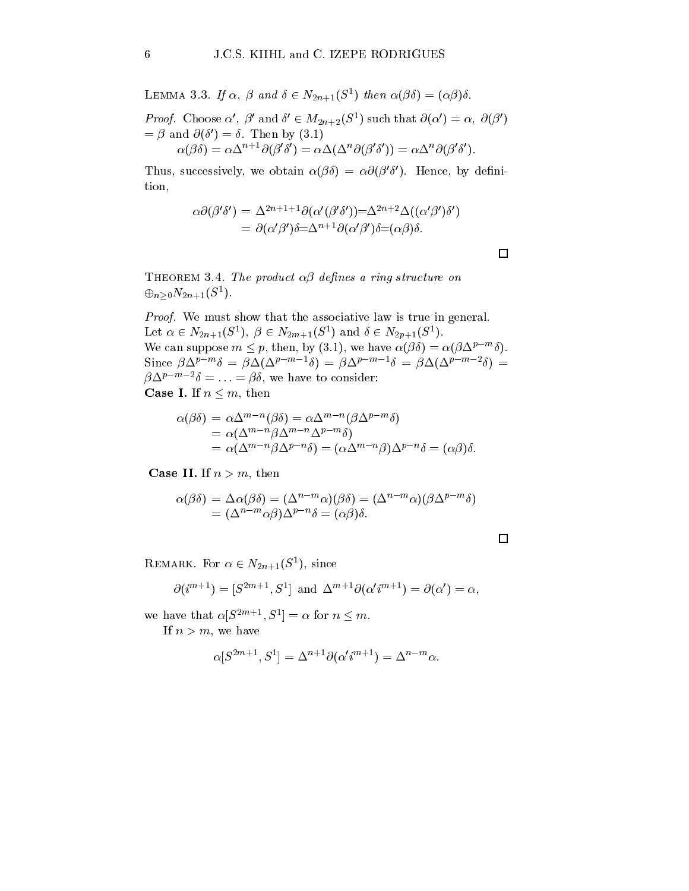Lemma 3.3. *If $\alpha$, $\beta$ and $\delta \in N_{2n+1}(S^1)$ then $\alpha(\beta\delta) = (\alpha\beta)\delta$.*

*Proof.* Choose $\alpha'$, $\beta'$ and $\delta' \in M_{2n+2}(S^1)$ such that $\partial(\alpha') = \alpha$, $\partial(\beta') = \beta$ and $\partial(\delta') = \delta$. Then by (3.1)

$$\alpha(\beta\delta) = \alpha\Delta^{n+1}\partial(\beta'\delta') = \alpha\Delta(\Delta^n\partial(\beta'\delta')) = \alpha\Delta^n\partial(\beta'\delta').$$

Thus, successively, we obtain $\alpha(\beta\delta) = \alpha\partial(\beta'\delta')$. Hence, by definition,

$$\begin{aligned}\alpha\partial(\beta'\delta') &= \Delta^{2n+1+1}\partial(\alpha'(\beta'\delta'))=\Delta^{2n+2}\Delta((\alpha'\beta')\delta')\\ &= \partial(\alpha'\beta')\delta=\Delta^{n+1}\partial(\alpha'\beta')\delta=(\alpha\beta)\delta.\end{aligned}$$

□

Theorem 3.4. *The product $\alpha\beta$ defines a ring structure on $\oplus_{n\geq 0}N_{2n+1}(S^1)$.*

*Proof.* We must show that the associative law is true in general. Let $\alpha \in N_{2n+1}(S^1)$, $\beta \in N_{2m+1}(S^1)$ and $\delta \in N_{2p+1}(S^1)$.
We can suppose $m \leq p$, then, by (3.1), we have $\alpha(\beta\delta) = \alpha(\beta\Delta^{p-m}\delta)$. Since $\beta\Delta^{p-m}\delta = \beta\Delta(\Delta^{p-m-1}\delta) = \beta\Delta^{p-m-1}\delta = \beta\Delta(\Delta^{p-m-2}\delta) = \beta\Delta^{p-m-2}\delta = \ldots = \beta\delta$, we have to consider:

**Case I.** If $n \leq m$, then

$$\begin{aligned}\alpha(\beta\delta) &= \alpha\Delta^{m-n}(\beta\delta) = \alpha\Delta^{m-n}(\beta\Delta^{p-m}\delta)\\ &= \alpha(\Delta^{m-n}\beta\Delta^{m-n}\Delta^{p-m}\delta)\\ &= \alpha(\Delta^{m-n}\beta\Delta^{p-n}\delta) = (\alpha\Delta^{m-n}\beta)\Delta^{p-n}\delta = (\alpha\beta)\delta.\end{aligned}$$

**Case II.** If $n > m$, then

$$\begin{aligned}\alpha(\beta\delta) &= \Delta\alpha(\beta\delta) = (\Delta^{n-m}\alpha)(\beta\delta) = (\Delta^{n-m}\alpha)(\beta\Delta^{p-m}\delta)\\ &= (\Delta^{n-m}\alpha\beta)\Delta^{p-n}\delta = (\alpha\beta)\delta.\end{aligned}$$

□

Remark. For $\alpha \in N_{2n+1}(S^1)$, since

$$\partial(i^{m+1}) = [S^{2m+1}, S^1] \text{ and } \Delta^{m+1}\partial(\alpha' i^{m+1}) = \partial(\alpha') = \alpha,$$

we have that $\alpha[S^{2m+1}, S^1] = \alpha$ for $n \leq m$.

If $n > m$, we have

$$\alpha[S^{2m+1}, S^1] = \Delta^{n+1}\partial(\alpha' i^{m+1}) = \Delta^{n-m}\alpha.$$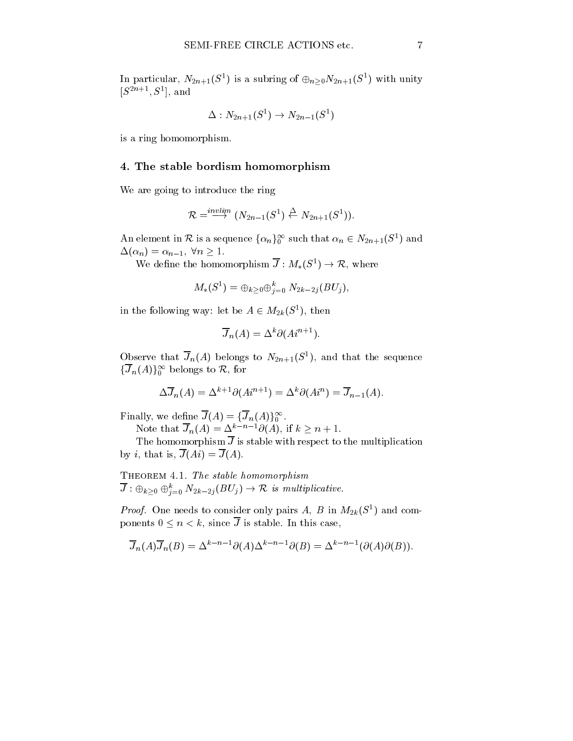In particular, $N_{2n+1}(S^1)$ is a subring of $\oplus_{n\geq 0} N_{2n+1}(S^1)$ with unity $[S^{2n+1}, S^1]$, and

$$\Delta : N_{2n+1}(S^1) \to N_{2n-1}(S^1)$$

is a ring homomorphism.

## 4. The stable bordism homomorphism

We are going to introduce the ring

$$\mathcal{R} \overset{invlim}{=\!\!=\!\!\longrightarrow} (N_{2n-1}(S^1) \overset{\Delta}{\leftarrow} N_{2n+1}(S^1)).$$

An element in $\mathcal{R}$ is a sequence $\{\alpha_n\}_0^\infty$ such that $\alpha_n \in N_{2n+1}(S^1)$ and $\Delta(\alpha_n) = \alpha_{n-1}$, $\forall n \geq 1$.

We define the homomorphism $\overline{J} : M_*(S^1) \to \mathcal{R}$, where

$$M_*(S^1) = \oplus_{k\geq 0} \oplus_{j=0}^{k} N_{2k-2j}(BU_j),$$

in the following way: let be $A \in M_{2k}(S^1)$, then

$$\overline{J}_n(A) = \Delta^k \partial(Ai^{n+1}).$$

Observe that $\overline{J}_n(A)$ belongs to $N_{2n+1}(S^1)$, and that the sequence $\{\overline{J}_n(A)\}_0^\infty$ belongs to $\mathcal{R}$, for

$$\Delta \overline{J}_n(A) = \Delta^{k+1}\partial(Ai^{n+1}) = \Delta^k \partial(Ai^n) = \overline{J}_{n-1}(A).$$

Finally, we define $\overline{J}(A) = \{\overline{J}_n(A)\}_0^\infty$.

Note that $\overline{J}_n(A) = \Delta^{k-n-1}\partial(A)$, if $k \geq n+1$.

The homomorphism $\overline{J}$ is stable with respect to the multiplication by $i$, that is, $\overline{J}(Ai) = \overline{J}(A)$.

Theorem 4.1. *The stable homomorphism* $\overline{J} : \oplus_{k\geq 0} \oplus_{j=0}^{k} N_{2k-2j}(BU_j) \to \mathcal{R}$ *is multiplicative.*

*Proof.* One needs to consider only pairs $A$, $B$ in $M_{2k}(S^1)$ and components $0 \leq n < k$, since $\overline{J}$ is stable. In this case,

$$\overline{J}_n(A)\overline{J}_n(B) = \Delta^{k-n-1}\partial(A)\Delta^{k-n-1}\partial(B) = \Delta^{k-n-1}(\partial(A)\partial(B)).$$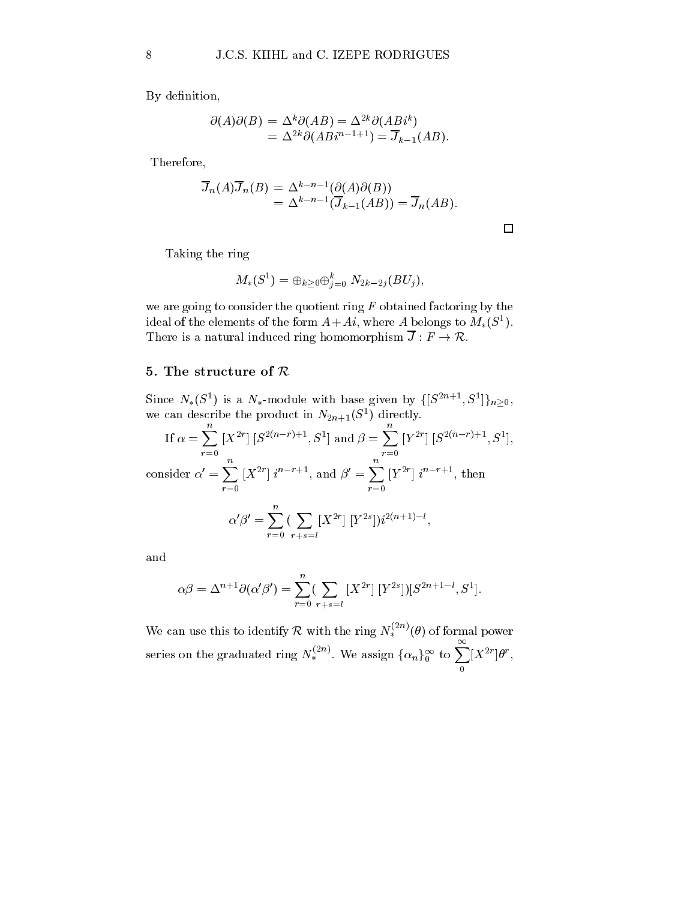By definition,

$$\begin{aligned}\partial(A)\partial(B) &= \Delta^k \partial(AB) = \Delta^{2k}\partial(ABi^k) \\ &= \Delta^{2k}\partial(ABi^{n-1+1}) = \overline{J}_{k-1}(AB).\end{aligned}$$

Therefore,

$$\begin{aligned}\overline{J}_n(A)\overline{J}_n(B) &= \Delta^{k-n-1}(\partial(A)\partial(B)) \\ &= \Delta^{k-n-1}(\overline{J}_{k-1}(AB)) = \overline{J}_n(AB).\end{aligned}$$

□

Taking the ring

$$M_*(S^1) = \oplus_{k\geq 0}\oplus_{j=0}^{k} N_{2k-2j}(BU_j),$$

we are going to consider the quotient ring $F$ obtained factoring by the ideal of the elements of the form $A+Ai$, where $A$ belongs to $M_*(S^1)$. There is a natural induced ring homomorphism $\overline{J} : F \to \mathcal{R}$.

## 5. The structure of $\mathcal{R}$

Since $N_*(S^1)$ is a $N_*$-module with base given by $\{[S^{2n+1}, S^1]\}_{n\geq 0}$, we can describe the product in $N_{2n+1}(S^1)$ directly.

If $\alpha = \sum_{r=0}^{n} [X^{2r}]\,[S^{2(n-r)+1}, S^1]$ and $\beta = \sum_{r=0}^{n} [Y^{2r}]\,[S^{2(n-r)+1}, S^1]$, consider $\alpha' = \sum_{r=0}^{n} [X^{2r}]\,i^{n-r+1}$, and $\beta' = \sum_{r=0}^{n} [Y^{2r}]\,i^{n-r+1}$, then

$$\alpha'\beta' = \sum_{r=0}^{n}(\sum_{r+s=l}[X^{2r}]\,[Y^{2s}])i^{2(n+1)-l},$$

and

$$\alpha\beta = \Delta^{n+1}\partial(\alpha'\beta') = \sum_{r=0}^{n}(\sum_{r+s=l}[X^{2r}]\,[Y^{2s}])[S^{2n+1-l}, S^1].$$

We can use this to identify $\mathcal{R}$ with the ring $N_*^{(2n)}(\theta)$ of formal power series on the graduated ring $N_*^{(2n)}$. We assign $\{\alpha_n\}_0^\infty$ to $\sum_0^\infty [X^{2r}]\theta^r$,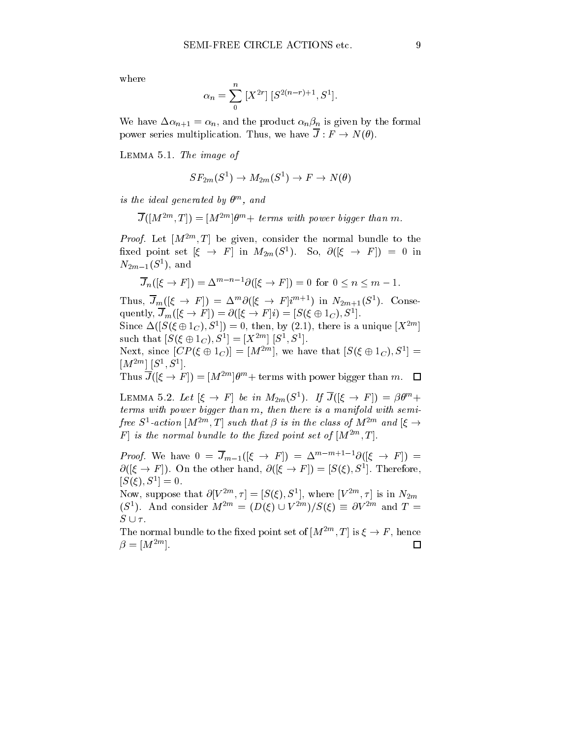where

$$\alpha_n = \sum_0^n [X^{2r}]\,[S^{2(n-r)+1}, S^1].$$

We have $\Delta\alpha_{n+1} = \alpha_n$, and the product $\alpha_n\beta_n$ is given by the formal power series multiplication. Thus, we have $\overline{J} : F \to N(\theta)$.

**Lemma 5.1.** *The image of*

$$SF_{2m}(S^1) \to M_{2m}(S^1) \to F \to N(\theta)$$

*is the ideal generated by* $\theta^m$, *and*

$$\overline{J}([M^{2m}, T]) = [M^{2m}]\theta^m + \textit{ terms with power bigger than } m.$$

*Proof.* Let $[M^{2m}, T]$ be given, consider the normal bundle to the fixed point set $[\xi \to F]$ in $M_{2m}(S^1)$. So, $\partial([\xi \to F]) = 0$ in $N_{2m-1}(S^1)$, and

$$\overline{J}_n([\xi \to F]) = \Delta^{m-n-1}\partial([\xi \to F]) = 0 \text{ for } 0 \leq n \leq m-1.$$

Thus, $\overline{J}_m([\xi \to F]) = \Delta^m\partial([\xi \to F]i^{m+1})$ in $N_{2m+1}(S^1)$. Consequently, $\overline{J}_m([\xi \to F]) = \partial([\xi \to F]i) = [S(\xi \oplus 1_C), S^1]$.
Since $\Delta([S(\xi \oplus 1_C), S^1]) = 0$, then, by (2.1), there is a unique $[X^{2m}]$ such that $[S(\xi \oplus 1_C), S^1] = [X^{2m}]\,[S^1, S^1]$.
Next, since $[CP(\xi \oplus 1_C)] = [M^{2m}]$, we have that $[S(\xi \oplus 1_C), S^1] = [M^{2m}]\,[S^1, S^1]$.
Thus $\overline{J}([\xi \to F]) = [M^{2m}]\theta^m +$ terms with power bigger than $m$. $\square$

**Lemma 5.2.** *Let* $[\xi \to F]$ *be in* $M_{2m}(S^1)$. *If* $\overline{J}([\xi \to F]) = \beta\theta^m +$ *terms with power bigger than* $m$, *then there is a manifold with semi-free* $S^1$*-action* $[M^{2m}, T]$ *such that* $\beta$ *is in the class of* $M^{2m}$ *and* $[\xi \to F]$ *is the normal bundle to the fixed point set of* $[M^{2m}, T]$.

*Proof.* We have $0 = \overline{J}_{m-1}([\xi \to F]) = \Delta^{m-m+1-1}\partial([\xi \to F]) = \partial([\xi \to F])$. On the other hand, $\partial([\xi \to F]) = [S(\xi), S^1]$. Therefore, $[S(\xi), S^1] = 0$.
Now, suppose that $\partial[V^{2m}, \tau] = [S(\xi), S^1]$, where $[V^{2m}, \tau]$ is in $N_{2m}(S^1)$. And consider $M^{2m} = (D(\xi) \cup V^{2m})/S(\xi) \equiv \partial V^{2m}$ and $T = S \cup \tau$.
The normal bundle to the fixed point set of $[M^{2m}, T]$ is $\xi \to F$, hence $\beta = [M^{2m}]$. $\square$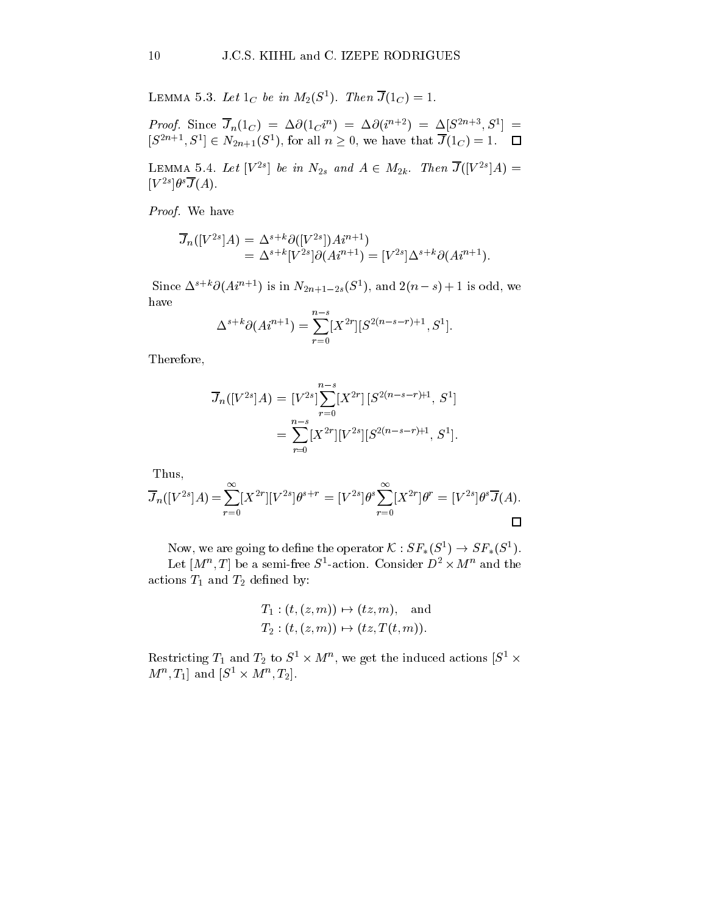Lemma 5.3. *Let $1_C$ be in $M_2(S^1)$. Then $\overline{J}(1_C) = 1$.*

*Proof.* Since $\overline{J}_n(1_C) = \Delta\partial(1_C i^n) = \Delta\partial(i^{n+2}) = \Delta[S^{2n+3}, S^1] = [S^{2n+1}, S^1] \in N_{2n+1}(S^1)$, for all $n \geq 0$, we have that $\overline{J}(1_C) = 1$. □

Lemma 5.4. *Let $[V^{2s}]$ be in $N_{2s}$ and $A \in M_{2k}$. Then $\overline{J}([V^{2s}]A) = [V^{2s}]\theta^s \overline{J}(A)$.*

*Proof.* We have

$$\begin{aligned}
\overline{J}_n([V^{2s}]A) &= \Delta^{s+k}\partial([V^{2s}])Ai^{n+1}) \\
&= \Delta^{s+k}[V^{2s}]\partial(Ai^{n+1}) = [V^{2s}]\Delta^{s+k}\partial(Ai^{n+1}).
\end{aligned}$$

Since $\Delta^{s+k}\partial(Ai^{n+1})$ is in $N_{2n+1-2s}(S^1)$, and $2(n-s)+1$ is odd, we have

$$\Delta^{s+k}\partial(Ai^{n+1}) = \sum_{r=0}^{n-s}[X^{2r}][S^{2(n-s-r)+1}, S^1].$$

Therefore,

$$\begin{aligned}
\overline{J}_n([V^{2s}]A) &= [V^{2s}]\sum_{r=0}^{n-s}[X^{2r}]\,[S^{2(n-s-r)+1}, S^1] \\
&= \sum_{r=0}^{n-s}[X^{2r}][V^{2s}][S^{2(n-s-r)+1}, S^1].
\end{aligned}$$

Thus,

$$\overline{J}_n([V^{2s}]A) = \sum_{r=0}^{\infty}[X^{2r}][V^{2s}]\theta^{s+r} = [V^{2s}]\theta^s\sum_{r=0}^{\infty}[X^{2r}]\theta^r = [V^{2s}]\theta^s\overline{J}(A).$$

□

Now, we are going to define the operator $\mathcal{K} : SF_*(S^1) \to SF_*(S^1)$.

Let $[M^n, T]$ be a semi-free $S^1$-action. Consider $D^2 \times M^n$ and the actions $T_1$ and $T_2$ defined by:

$$\begin{aligned}
T_1 &: (t, (z, m)) \mapsto (tz, m), \quad \text{and} \\
T_2 &: (t, (z, m)) \mapsto (tz, T(t, m)).
\end{aligned}$$

Restricting $T_1$ and $T_2$ to $S^1 \times M^n$, we get the induced actions $[S^1 \times M^n, T_1]$ and $[S^1 \times M^n, T_2]$.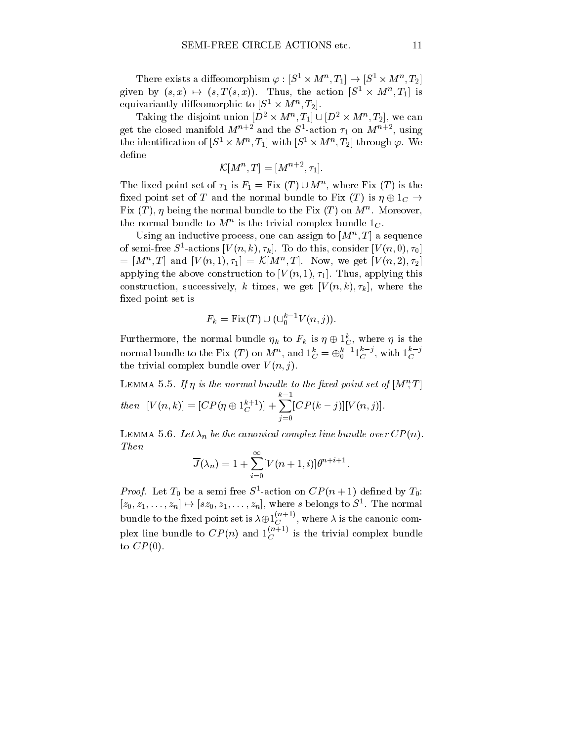There exists a diffeomorphism $\varphi : [S^1 \times M^n, T_1] \to [S^1 \times M^n, T_2]$ given by $(s,x) \mapsto (s, T(s,x))$. Thus, the action $[S^1 \times M^n, T_1]$ is equivariantly diffeomorphic to $[S^1 \times M^n, T_2]$.

Taking the disjoint union $[D^2 \times M^n, T_1] \cup [D^2 \times M^n, T_2]$, we can get the closed manifold $M^{n+2}$ and the $S^1$-action $\tau_1$ on $M^{n+2}$, using the identification of $[S^1 \times M^n, T_1]$ with $[S^1 \times M^n, T_2]$ through $\varphi$. We define

$$\mathcal{K}[M^n, T] = [M^{n+2}, \tau_1].$$

The fixed point set of $\tau_1$ is $F_1 = \text{Fix}\ (T) \cup M^n$, where Fix $(T)$ is the fixed point set of $T$ and the normal bundle to Fix $(T)$ is $\eta \oplus 1_C \to$ Fix $(T)$, $\eta$ being the normal bundle to the Fix $(T)$ on $M^n$. Moreover, the normal bundle to $M^n$ is the trivial complex bundle $1_C$.

Using an inductive process, one can assign to $[M^n, T]$ a sequence of semi-free $S^1$-actions $[V(n,k), \tau_k]$. To do this, consider $[V(n,0), \tau_0] = [M^n, T]$ and $[V(n,1), \tau_1] = \mathcal{K}[M^n, T]$. Now, we get $[V(n,2), \tau_2]$ applying the above construction to $[V(n,1), \tau_1]$. Thus, applying this construction, successively, $k$ times, we get $[V(n,k), \tau_k]$, where the fixed point set is

$$F_k = \text{Fix}(T) \cup (\cup_0^{k-1} V(n,j)).$$

Furthermore, the normal bundle $\eta_k$ to $F_k$ is $\eta \oplus 1_C^k$, where $\eta$ is the normal bundle to the Fix $(T)$ on $M^n$, and $1_C^k = \oplus_0^{k-1} 1_C^{k-j}$, with $1_C^{k-j}$ the trivial complex bundle over $V(n,j)$.

Lemma 5.5. *If $\eta$ is the normal bundle to the fixed point set of $[M^n, T]$ then* $[V(n,k)] = [CP(\eta \oplus 1_C^{k+1})] + \sum_{j=0}^{k-1} [CP(k-j)][V(n,j)]$.

Lemma 5.6. *Let $\lambda_n$ be the canonical complex line bundle over $CP(n)$. Then*

$$\overline{J}(\lambda_n) = 1 + \sum_{i=0}^{\infty} [V(n+1, i)] \theta^{n+i+1}.$$

*Proof.* Let $T_0$ be a semi free $S^1$-action on $CP(n+1)$ defined by $T_0$: $[z_0, z_1, \ldots, z_n] \mapsto [sz_0, z_1, \ldots, z_n]$, where $s$ belongs to $S^1$. The normal bundle to the fixed point set is $\lambda \oplus 1_C^{(n+1)}$, where $\lambda$ is the canonic complex line bundle to $CP(n)$ and $1_C^{(n+1)}$ is the trivial complex bundle to $CP(0)$.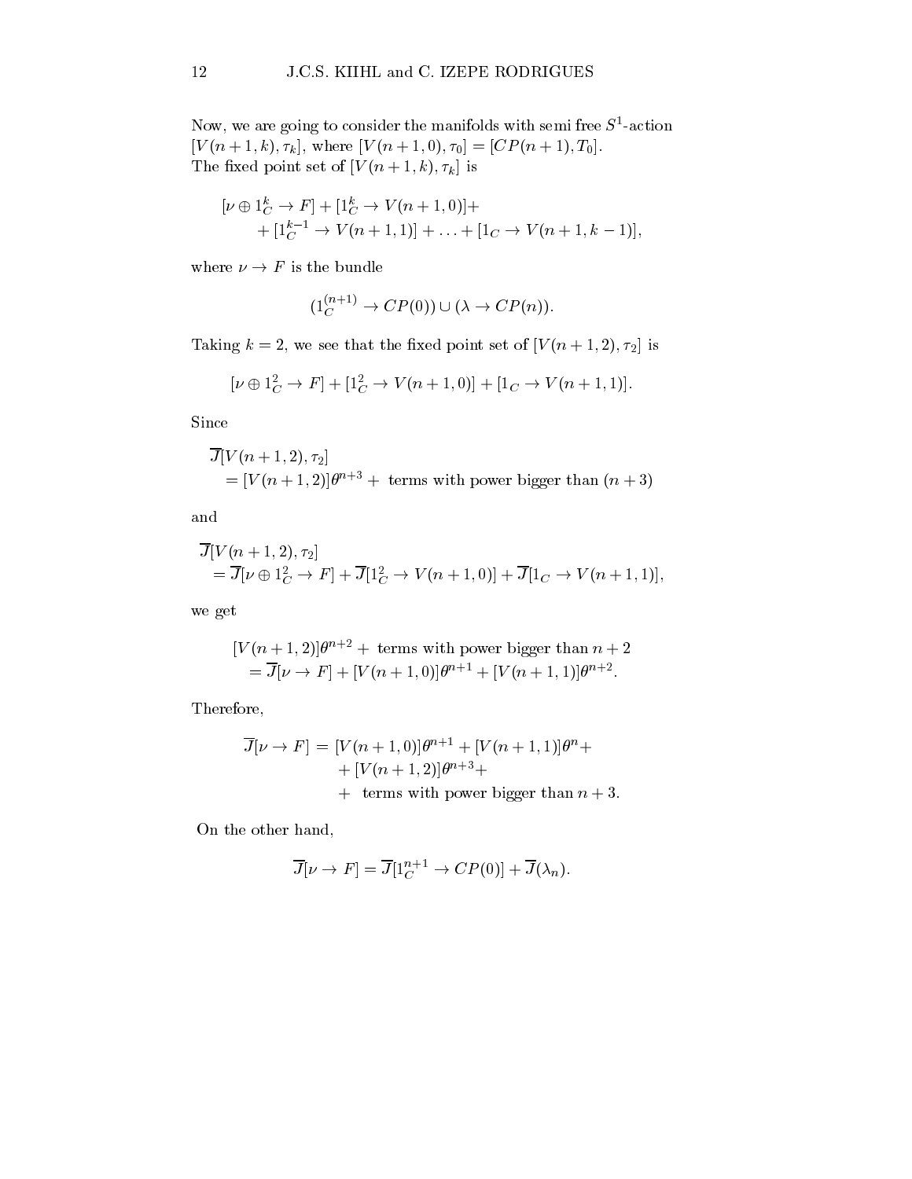Now, we are going to consider the manifolds with semi free $S^1$-action $[V(n+1,k),\tau_k]$, where $[V(n+1,0),\tau_0] = [CP(n+1),T_0]$.
The fixed point set of $[V(n+1,k),\tau_k]$ is

$$
\begin{aligned}
&[\nu \oplus 1_C^k \to F] + [1_C^k \to V(n+1,0)] + \\
&\quad + [1_C^{k-1} \to V(n+1,1)] + \ldots + [1_C \to V(n+1,k-1)],
\end{aligned}
$$

where $\nu \to F$ is the bundle

$$(1_C^{(n+1)} \to CP(0)) \cup (\lambda \to CP(n)).$$

Taking $k=2$, we see that the fixed point set of $[V(n+1,2),\tau_2]$ is

$$[\nu \oplus 1_C^2 \to F] + [1_C^2 \to V(n+1,0)] + [1_C \to V(n+1,1)].$$

Since

$$
\begin{aligned}
&\overline{J}[V(n+1,2),\tau_2] \\
&\quad = [V(n+1,2)]\theta^{n+3} + \text{ terms with power bigger than } (n+3)
\end{aligned}
$$

and

$$
\begin{aligned}
&\overline{J}[V(n+1,2),\tau_2] \\
&\quad = \overline{J}[\nu \oplus 1_C^2 \to F] + \overline{J}[1_C^2 \to V(n+1,0)] + \overline{J}[1_C \to V(n+1,1)],
\end{aligned}
$$

we get

$$
\begin{aligned}
&[V(n+1,2)]\theta^{n+2} + \text{ terms with power bigger than } n+2 \\
&\quad = \overline{J}[\nu \to F] + [V(n+1,0)]\theta^{n+1} + [V(n+1,1)]\theta^{n+2}.
\end{aligned}
$$

Therefore,

$$
\begin{aligned}
\overline{J}[\nu \to F] = &\ [V(n+1,0)]\theta^{n+1} + [V(n+1,1)]\theta^{n} + \\
&+ [V(n+1,2)]\theta^{n+3} + \\
&+ \text{ terms with power bigger than } n+3.
\end{aligned}
$$

On the other hand,

$$\overline{J}[\nu \to F] = \overline{J}[1_C^{n+1} \to CP(0)] + \overline{J}(\lambda_n).$$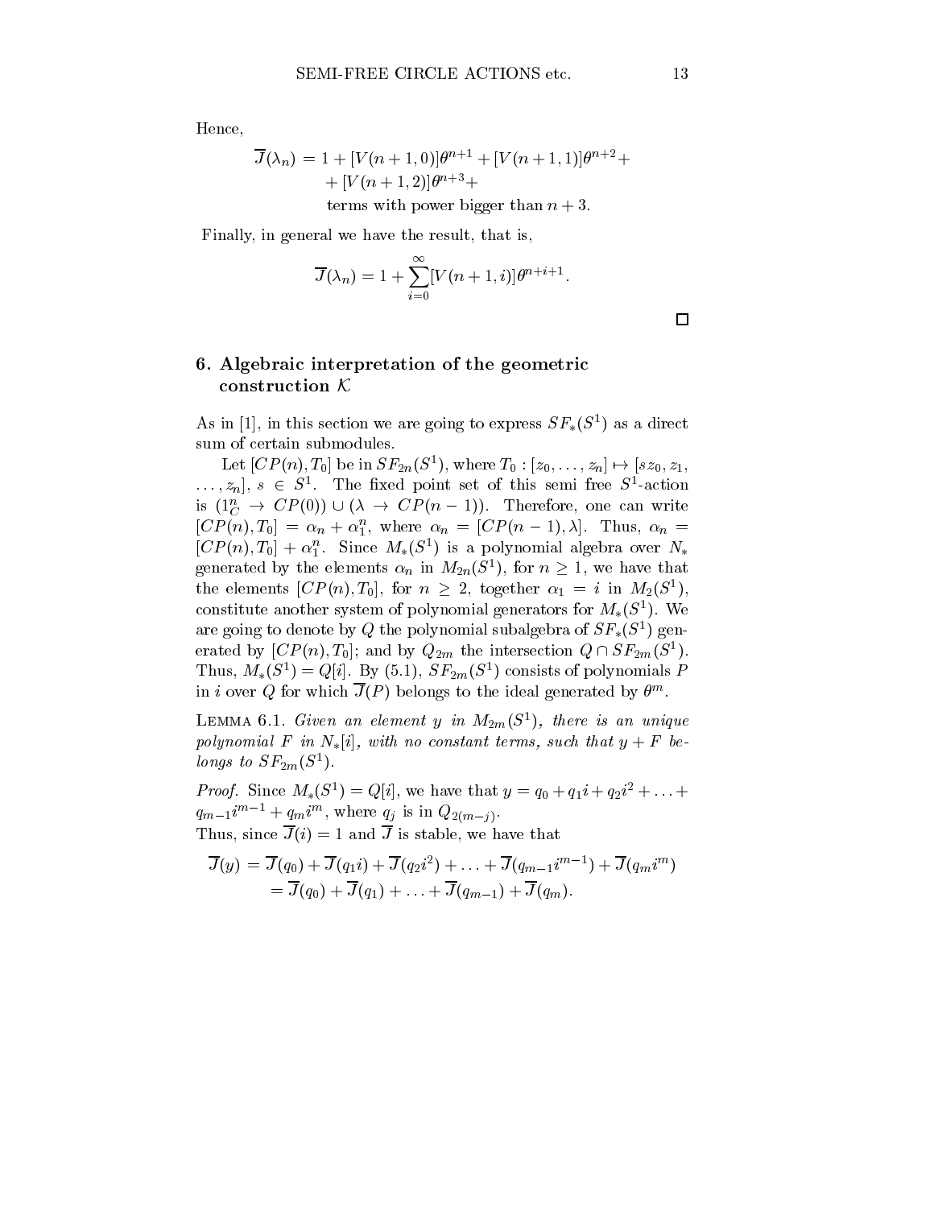Hence,

$$
\begin{aligned}
\overline{J}(\lambda_n) &= 1 + [V(n+1,0)]\theta^{n+1} + [V(n+1,1)]\theta^{n+2} + \\
&+ [V(n+1,2)]\theta^{n+3} + \\
&\text{terms with power bigger than } n+3.
\end{aligned}
$$

Finally, in general we have the result, that is,

$$
\overline{J}(\lambda_n) = 1 + \sum_{i=0}^{\infty}[V(n+1,i)]\theta^{n+i+1}.
$$

□

## 6. Algebraic interpretation of the geometric construction $\mathcal{K}$

As in [1], in this section we are going to express $SF_*(S^1)$ as a direct sum of certain submodules.

Let $[CP(n), T_0]$ be in $SF_{2n}(S^1)$, where $T_0 : [z_0, \ldots, z_n] \mapsto [sz_0, z_1, \ldots, z_n]$, $s \in S^1$. The fixed point set of this semi free $S^1$-action is $(1^n_C \to CP(0)) \cup (\lambda \to CP(n-1))$. Therefore, one can write $[CP(n), T_0] = \alpha_n + \alpha_1^n$, where $\alpha_n = [CP(n-1), \lambda]$. Thus, $\alpha_n = [CP(n), T_0] + \alpha_1^n$. Since $M_*(S^1)$ is a polynomial algebra over $N_*$ generated by the elements $\alpha_n$ in $M_{2n}(S^1)$, for $n \geq 1$, we have that the elements $[CP(n), T_0]$, for $n \geq 2$, together $\alpha_1 = i$ in $M_2(S^1)$, constitute another system of polynomial generators for $M_*(S^1)$. We are going to denote by $Q$ the polynomial subalgebra of $SF_*(S^1)$ generated by $[CP(n), T_0]$; and by $Q_{2m}$ the intersection $Q \cap SF_{2m}(S^1)$. Thus, $M_*(S^1) = Q[i]$. By (5.1), $SF_{2m}(S^1)$ consists of polynomials $P$ in $i$ over $Q$ for which $\overline{J}(P)$ belongs to the ideal generated by $\theta^m$.

Lemma 6.1. *Given an element $y$ in $M_{2m}(S^1)$, there is an unique polynomial $F$ in $N_*[i]$, with no constant terms, such that $y + F$ belongs to $SF_{2m}(S^1)$.*

*Proof.* Since $M_*(S^1) = Q[i]$, we have that $y = q_0 + q_1 i + q_2 i^2 + \ldots + q_{m-1} i^{m-1} + q_m i^m$, where $q_j$ is in $Q_{2(m-j)}$.
Thus, since $\overline{J}(i) = 1$ and $\overline{J}$ is stable, we have that

$$
\begin{aligned}
\overline{J}(y) &= \overline{J}(q_0) + \overline{J}(q_1 i) + \overline{J}(q_2 i^2) + \ldots + \overline{J}(q_{m-1} i^{m-1}) + \overline{J}(q_m i^m) \\
&= \overline{J}(q_0) + \overline{J}(q_1) + \ldots + \overline{J}(q_{m-1}) + \overline{J}(q_m).
\end{aligned}
$$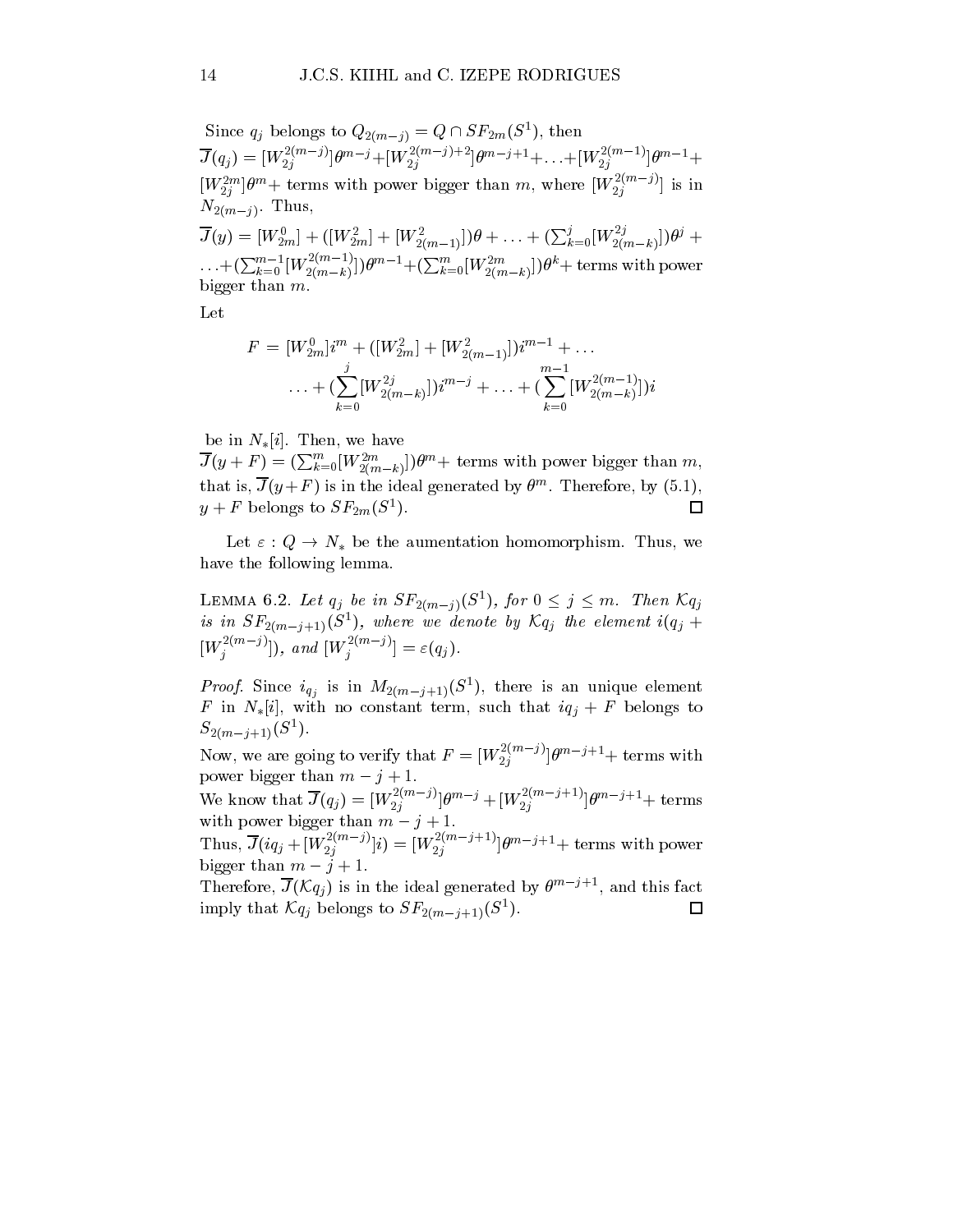Since $q_j$ belongs to $Q_{2(m-j)} = Q \cap SF_{2m}(S^1)$, then $\overline{J}(q_j) = [W_{2j}^{2(m-j)}]\theta^{m-j} + [W_{2j}^{2(m-j)+2}]\theta^{m-j+1} + \ldots + [W_{2j}^{2(m-1)}]\theta^{m-1} + [W_{2j}^{2m}]\theta^m +$ terms with power bigger than $m$, where $[W_{2j}^{2(m-j)}]$ is in $N_{2(m-j)}$. Thus,

$\overline{J}(y) = [W_{2m}^0] + ([W_{2m}^2] + [W_{2(m-1)}^2])\theta + \ldots + (\sum_{k=0}^{j}[W_{2(m-k)}^{2j}])\theta^j + \ldots + (\sum_{k=0}^{m-1}[W_{2(m-k)}^{2(m-1)}])\theta^{m-1} + (\sum_{k=0}^{m}[W_{2(m-k)}^{2m}])\theta^k +$ terms with power bigger than $m$.

Let

$$F = [W_{2m}^0]i^m + ([W_{2m}^2] + [W_{2(m-1)}^2])i^{m-1} + \ldots$$
$$\ldots + (\sum_{k=0}^{j}[W_{2(m-k)}^{2j}])i^{m-j} + \ldots + (\sum_{k=0}^{m-1}[W_{2(m-k)}^{2(m-1)}])i$$

be in $N_*[i]$. Then, we have $\overline{J}(y+F) = (\sum_{k=0}^{m}[W_{2(m-k)}^{2m}])\theta^m +$ terms with power bigger than $m$, that is, $\overline{J}(y+F)$ is in the ideal generated by $\theta^m$. Therefore, by (5.1), $y+F$ belongs to $SF_{2m}(S^1)$. □

Let $\varepsilon : Q \to N_*$ be the aumentation homomorphism. Thus, we have the following lemma.

**Lemma 6.2.** *Let $q_j$ be in $SF_{2(m-j)}(S^1)$, for $0 \leq j \leq m$. Then $\mathcal{K}q_j$ is in $SF_{2(m-j+1)}(S^1)$, where we denote by $\mathcal{K}q_j$ the element $i(q_j + [W_j^{2(m-j)}])$, and $[W_j^{2(m-j)}] = \varepsilon(q_j)$.*

*Proof.* Since $i_{q_j}$ is in $M_{2(m-j+1)}(S^1)$, there is an unique element $F$ in $N_*[i]$, with no constant term, such that $iq_j + F$ belongs to $S_{2(m-j+1)}(S^1)$.

Now, we are going to verify that $F = [W_{2j}^{2(m-j)}]\theta^{m-j+1} +$ terms with power bigger than $m-j+1$.

We know that $\overline{J}(q_j) = [W_{2j}^{2(m-j)}]\theta^{m-j} + [W_{2j}^{2(m-j+1)}]\theta^{m-j+1} +$ terms with power bigger than $m-j+1$.

Thus, $\overline{J}(iq_j + [W_{2j}^{2(m-j)}]i) = [W_{2j}^{2(m-j+1)}]\theta^{m-j+1} +$ terms with power bigger than $m-j+1$.

Therefore, $\overline{J}(\mathcal{K}q_j)$ is in the ideal generated by $\theta^{m-j+1}$, and this fact imply that $\mathcal{K}q_j$ belongs to $SF_{2(m-j+1)}(S^1)$. □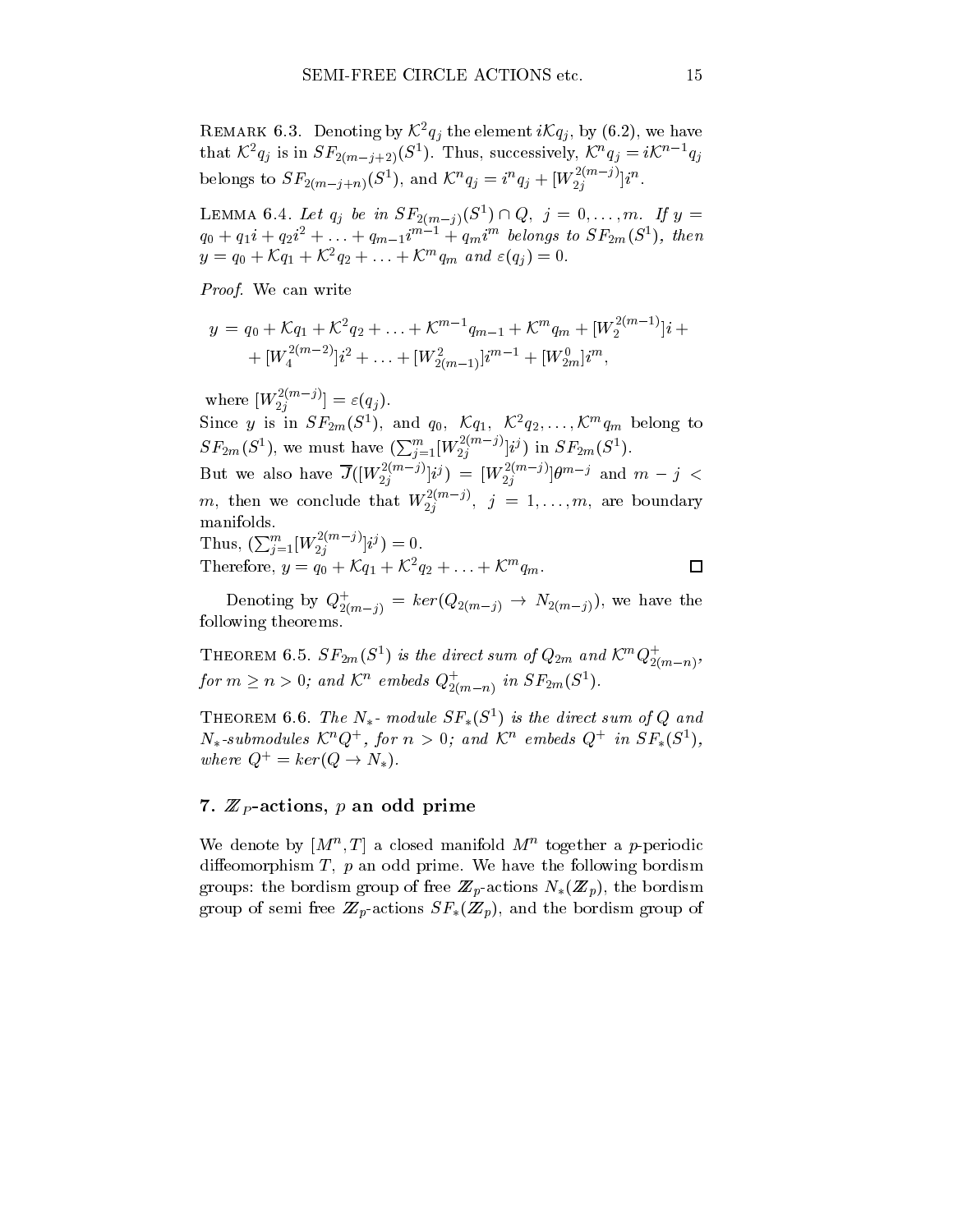Remark 6.3. Denoting by $\mathcal{K}^2 q_j$ the element $i\mathcal{K}q_j$, by (6.2), we have that $\mathcal{K}^2 q_j$ is in $SF_{2(m-j+2)}(S^1)$. Thus, successively, $\mathcal{K}^n q_j = i\mathcal{K}^{n-1}q_j$ belongs to $SF_{2(m-j+n)}(S^1)$, and $\mathcal{K}^n q_j = i^n q_j + [W_{2j}^{2(m-j)}]i^n$.

Lemma 6.4. *Let $q_j$ be in $SF_{2(m-j)}(S^1) \cap Q$, $j = 0, \ldots, m$. If $y = q_0 + q_1 i + q_2 i^2 + \ldots + q_{m-1}i^{m-1} + q_m i^m$ belongs to $SF_{2m}(S^1)$, then $y = q_0 + \mathcal{K}q_1 + \mathcal{K}^2 q_2 + \ldots + \mathcal{K}^m q_m$ and $\varepsilon(q_j) = 0$.*

*Proof.* We can write

$$
\begin{aligned}
y = \ & q_0 + \mathcal{K}q_1 + \mathcal{K}^2 q_2 + \ldots + \mathcal{K}^{m-1}q_{m-1} + \mathcal{K}^m q_m + [W_2^{2(m-1)}]i + \\
& + [W_4^{2(m-2)}]i^2 + \ldots + [W_{2(m-1)}^2]i^{m-1} + [W_{2m}^0]i^m,
\end{aligned}
$$

where $[W_{2j}^{2(m-j)}] = \varepsilon(q_j)$.

Since $y$ is in $SF_{2m}(S^1)$, and $q_0$, $\mathcal{K}q_1$, $\mathcal{K}^2 q_2, \ldots, \mathcal{K}^m q_m$ belong to $SF_{2m}(S^1)$, we must have $(\sum_{j=1}^m [W_{2j}^{2(m-j)}]i^j)$ in $SF_{2m}(S^1)$.

But we also have $\overline{J}([W_{2j}^{2(m-j)}]i^j) = [W_{2j}^{2(m-j)}]\theta^{m-j}$ and $m - j < m$, then we conclude that $W_{2j}^{2(m-j)}$, $j = 1, \ldots, m$, are boundary manifolds.

Thus, $(\sum_{j=1}^m [W_{2j}^{2(m-j)}]i^j) = 0$.

Therefore, $y = q_0 + \mathcal{K}q_1 + \mathcal{K}^2 q_2 + \ldots + \mathcal{K}^m q_m$. □

Denoting by $Q^+_{2(m-j)} = ker(Q_{2(m-j)} \to N_{2(m-j)})$, we have the following theorems.

Theorem 6.5. *$SF_{2m}(S^1)$ is the direct sum of $Q_{2m}$ and $\mathcal{K}^m Q^+_{2(m-n)}$, for $m \geq n > 0$; and $\mathcal{K}^n$ embeds $Q^+_{2(m-n)}$ in $SF_{2m}(S^1)$.*

Theorem 6.6. *The $N_*$- module $SF_*(S^1)$ is the direct sum of $Q$ and $N_*$-submodules $\mathcal{K}^n Q^+$, for $n > 0$; and $\mathcal{K}^n$ embeds $Q^+$ in $SF_*(S^1)$, where $Q^+ = ker(Q \to N_*)$.*

## 7. $\mathbb{Z}_p$-actions, $p$ an odd prime

We denote by $[M^n, T]$ a closed manifold $M^n$ together a $p$-periodic diffeomorphism $T$, $p$ an odd prime. We have the following bordism groups: the bordism group of free $\mathbb{Z}_p$-actions $N_*(\mathbb{Z}_p)$, the bordism group of semi free $\mathbb{Z}_p$-actions $SF_*(\mathbb{Z}_p)$, and the bordism group of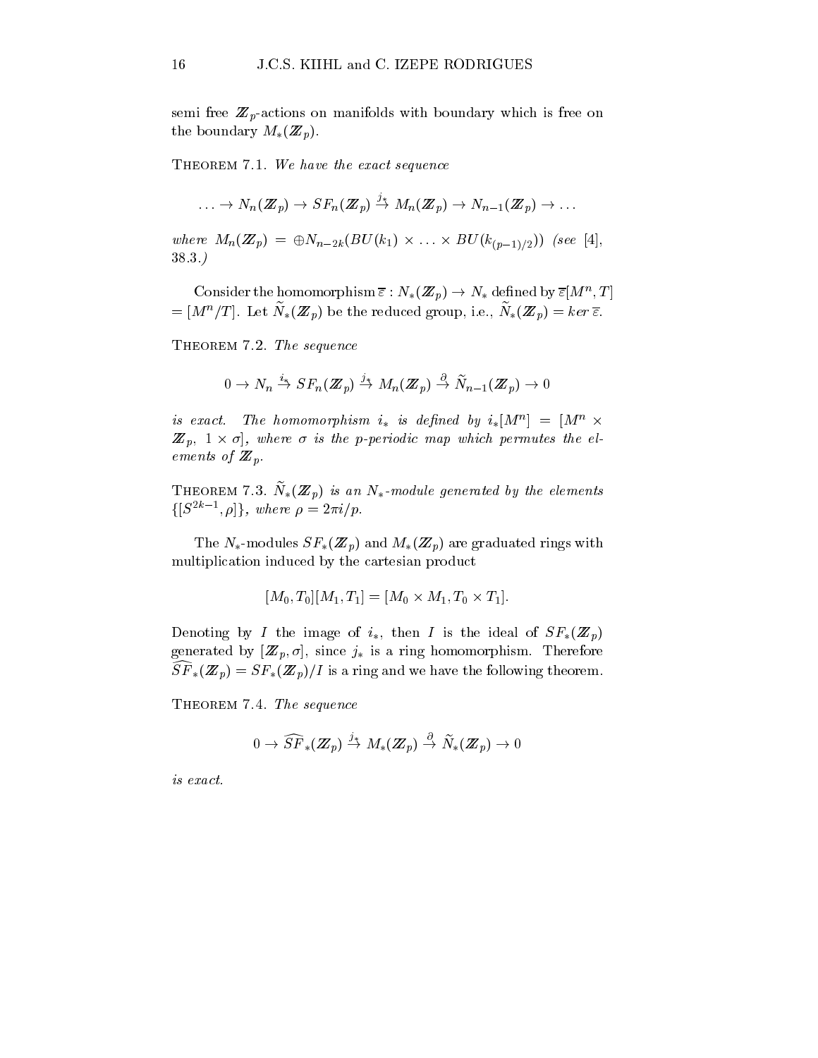semi free $\mathbb{Z}_p$-actions on manifolds with boundary which is free on the boundary $M_*(\mathbb{Z}_p)$.

**Theorem 7.1.** *We have the exact sequence*

$$\ldots \to N_n(\mathbb{Z}_p) \to SF_n(\mathbb{Z}_p) \xrightarrow{j_*} M_n(\mathbb{Z}_p) \to N_{n-1}(\mathbb{Z}_p) \to \ldots$$

*where* $M_n(\mathbb{Z}_p) = \oplus N_{n-2k}(BU(k_1) \times \ldots \times BU(k_{(p-1)/2}))$ *(see [4], 38.3.)*

Consider the homomorphism $\overline{\varepsilon} : N_*(\mathbb{Z}_p) \to N_*$ defined by $\overline{\varepsilon}[M^n, T] = [M^n/T]$. Let $\widetilde{N}_*(\mathbb{Z}_p)$ be the reduced group, i.e., $\widetilde{N}_*(\mathbb{Z}_p) = ker\, \overline{\varepsilon}$.

**Theorem 7.2.** *The sequence*

$$0 \to N_n \xrightarrow{i_*} SF_n(\mathbb{Z}_p) \xrightarrow{j_*} M_n(\mathbb{Z}_p) \xrightarrow{\partial} \widetilde{N}_{n-1}(\mathbb{Z}_p) \to 0$$

*is exact. The homomorphism $i_*$ is defined by $i_*[M^n] = [M^n \times \mathbb{Z}_p,\ 1 \times \sigma]$, where $\sigma$ is the $p$-periodic map which permutes the elements of $\mathbb{Z}_p$.*

**Theorem 7.3.** *$\widetilde{N}_*(\mathbb{Z}_p)$ is an $N_*$-module generated by the elements $\{[S^{2k-1}, \rho]\}$, where $\rho = 2\pi i/p$.*

The $N_*$-modules $SF_*(\mathbb{Z}_p)$ and $M_*(\mathbb{Z}_p)$ are graduated rings with multiplication induced by the cartesian product

$$[M_0, T_0][M_1, T_1] = [M_0 \times M_1, T_0 \times T_1].$$

Denoting by $I$ the image of $i_*$, then $I$ is the ideal of $SF_*(\mathbb{Z}_p)$ generated by $[\mathbb{Z}_p, \sigma]$, since $j_*$ is a ring homomorphism. Therefore $\widehat{SF}_*(\mathbb{Z}_p) = SF_*(\mathbb{Z}_p)/I$ is a ring and we have the following theorem.

**Theorem 7.4.** *The sequence*

$$0 \to \widehat{SF}_*(\mathbb{Z}_p) \xrightarrow{j_*} M_*(\mathbb{Z}_p) \xrightarrow{\partial} \widetilde{N}_*(\mathbb{Z}_p) \to 0$$

*is exact.*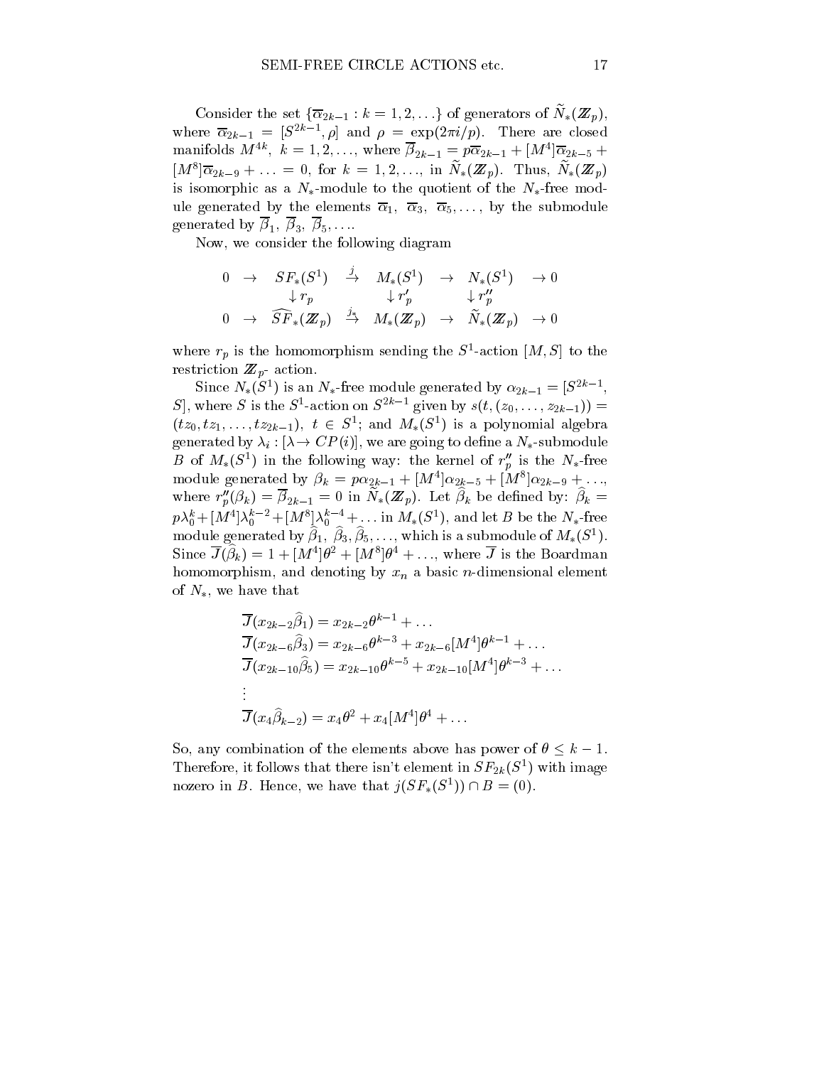Consider the set $\{\overline{\alpha}_{2k-1} : k = 1, 2, \ldots\}$ of generators of $\widetilde{N}_*(\mathbb{Z}_p)$, where $\overline{\alpha}_{2k-1} = [S^{2k-1}, \rho]$ and $\rho = \exp(2\pi i/p)$. There are closed manifolds $M^{4k}$, $k = 1, 2, \ldots$, where $\overline{\beta}_{2k-1} = p\overline{\alpha}_{2k-1} + [M^4]\overline{\alpha}_{2k-5} + [M^8]\overline{\alpha}_{2k-9} + \ldots = 0$, for $k = 1, 2, \ldots$, in $\widetilde{N}_*(\mathbb{Z}_p)$. Thus, $\widetilde{N}_*(\mathbb{Z}_p)$ is isomorphic as a $N_*$-module to the quotient of the $N_*$-free module generated by the elements $\overline{\alpha}_1$, $\overline{\alpha}_3$, $\overline{\alpha}_5, \ldots$, by the submodule generated by $\overline{\beta}_1$, $\overline{\beta}_3$, $\overline{\beta}_5, \ldots$.

Now, we consider the following diagram

$$
\begin{array}{ccccccc}
0 & \to & SF_*(S^1) & \xrightarrow{j} & M_*(S^1) & \to & N_*(S^1) & \to 0 \\
 & & \downarrow r_p & & \downarrow r'_p & & \downarrow r''_p & \\
0 & \to & \widehat{SF}_*(\mathbb{Z}_p) & \xrightarrow{j_*} & M_*(\mathbb{Z}_p) & \to & \widetilde{N}_*(\mathbb{Z}_p) & \to 0
\end{array}
$$

where $r_p$ is the homomorphism sending the $S^1$-action $[M, S]$ to the restriction $\mathbb{Z}_p$- action.

Since $N_*(S^1)$ is an $N_*$-free module generated by $\alpha_{2k-1} = [S^{2k-1}, S]$, where $S$ is the $S^1$-action on $S^{2k-1}$ given by $s(t, (z_0, \ldots, z_{2k-1})) = (tz_0, tz_1, \ldots, tz_{2k-1})$, $t \in S^1$; and $M_*(S^1)$ is a polynomial algebra generated by $\lambda_i : [\lambda \to CP(i)]$, we are going to define a $N_*$-submodule $B$ of $M_*(S^1)$ in the following way: the kernel of $r''_p$ is the $N_*$-free module generated by $\beta_k = p\alpha_{2k-1} + [M^4]\alpha_{2k-5} + [M^8]\alpha_{2k-9} + \ldots$, where $r''_p(\beta_k) = \overline{\beta}_{2k-1} = 0$ in $\widetilde{N}_*(\mathbb{Z}_p)$. Let $\widehat{\beta}_k$ be defined by: $\widehat{\beta}_k = p\lambda_0^k + [M^4]\lambda_0^{k-2} + [M^8]\lambda_0^{k-4} + \ldots$ in $M_*(S^1)$, and let $B$ be the $N_*$-free module generated by $\widehat{\beta}_1$, $\widehat{\beta}_3, \widehat{\beta}_5, \ldots$, which is a submodule of $M_*(S^1)$. Since $\overline{J}(\widehat{\beta}_k) = 1 + [M^4]\theta^2 + [M^8]\theta^4 + \ldots$, where $\overline{J}$ is the Boardman homomorphism, and denoting by $x_n$ a basic $n$-dimensional element of $N_*$, we have that

$$
\begin{aligned}
&\overline{J}(x_{2k-2}\widehat{\beta}_1) = x_{2k-2}\theta^{k-1} + \ldots \\
&\overline{J}(x_{2k-6}\widehat{\beta}_3) = x_{2k-6}\theta^{k-3} + x_{2k-6}[M^4]\theta^{k-1} + \ldots \\
&\overline{J}(x_{2k-10}\widehat{\beta}_5) = x_{2k-10}\theta^{k-5} + x_{2k-10}[M^4]\theta^{k-3} + \ldots \\
&\vdots \\
&\overline{J}(x_4\widehat{\beta}_{k-2}) = x_4\theta^2 + x_4[M^4]\theta^4 + \ldots
\end{aligned}
$$

So, any combination of the elements above has power of $\theta \leq k-1$. Therefore, it follows that there isn't element in $SF_{2k}(S^1)$ with image nozero in $B$. Hence, we have that $j(SF_*(S^1)) \cap B = (0)$.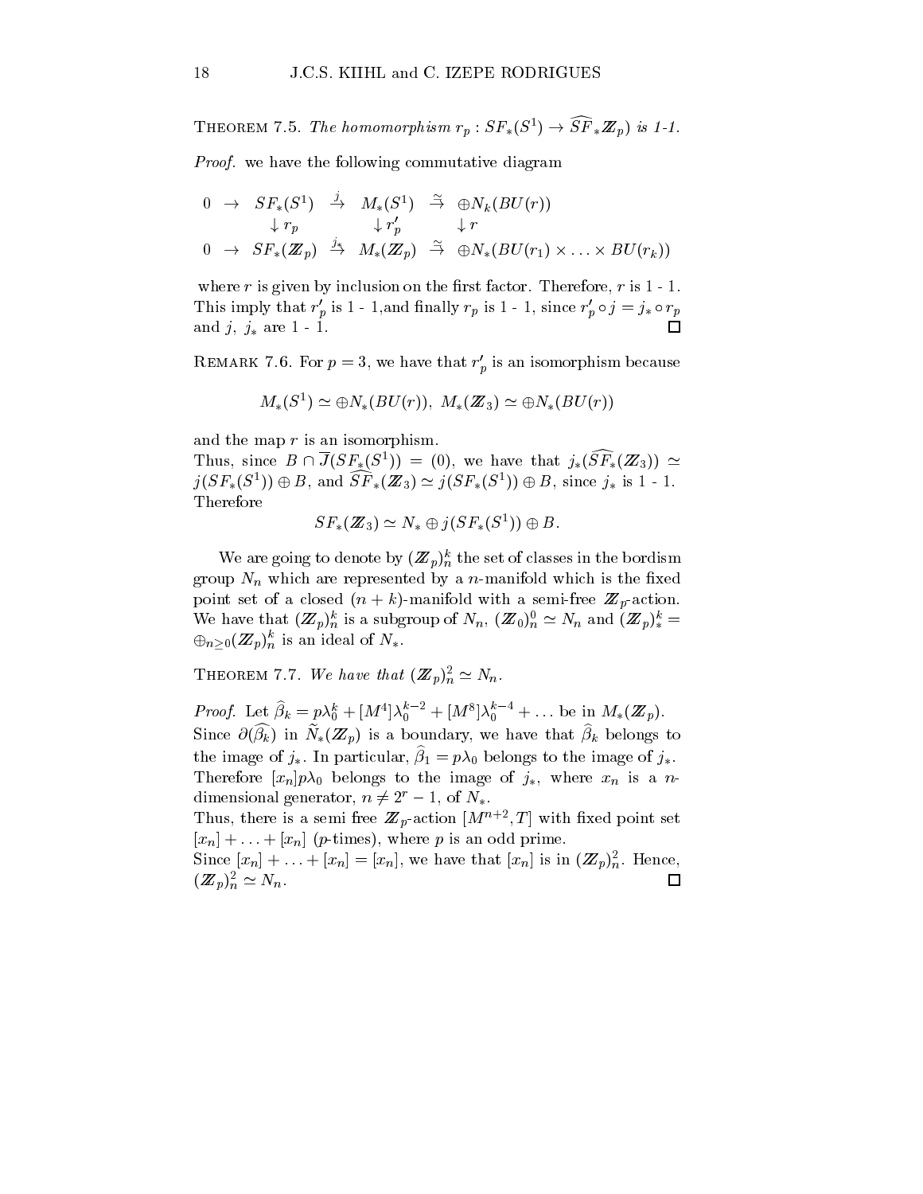THEOREM 7.5. *The homomorphism* $r_p : SF_*(S^1) \to \widehat{SF}_*\mathbb{Z}_p)$ *is 1-1.*

*Proof.* we have the following commutative diagram

$$\begin{array}{ccccccc} 0 & \to & SF_*(S^1) & \overset{j}{\to} & M_*(S^1) & \overset{\simeq}{\to} & \oplus N_k(BU(r)) \\ & & \downarrow r_p & & \downarrow r'_p & & \downarrow r \\ 0 & \to & SF_*(\mathbb{Z}_p) & \overset{j_*}{\to} & M_*(\mathbb{Z}_p) & \overset{\simeq}{\to} & \oplus N_*(BU(r_1) \times \ldots \times BU(r_k)) \end{array}$$

where $r$ is given by inclusion on the first factor. Therefore, $r$ is 1 - 1. This imply that $r'_p$ is 1 - 1,and finally $r_p$ is 1 - 1, since $r'_p \circ j = j_* \circ r_p$ and $j$, $j_*$ are 1 - 1. □

REMARK 7.6. For $p = 3$, we have that $r'_p$ is an isomorphism because

$$M_*(S^1) \simeq \oplus N_*(BU(r)), \; M_*(\mathbb{Z}_3) \simeq \oplus N_*(BU(r))$$

and the map $r$ is an isomorphism.
Thus, since $B \cap \overline{J}(SF_*(S^1)) = (0)$, we have that $j_*(\widehat{SF_*}(\mathbb{Z}_3)) \simeq j(SF_*(S^1)) \oplus B$, and $\widehat{SF}_*(\mathbb{Z}_3) \simeq j(SF_*(S^1)) \oplus B$, since $j_*$ is 1 - 1.
Therefore

$$SF_*(\mathbb{Z}_3) \simeq N_* \oplus j(SF_*(S^1)) \oplus B.$$

We are going to denote by $(\mathbb{Z}_p)^k_n$ the set of classes in the bordism group $N_n$ which are represented by a $n$-manifold which is the fixed point set of a closed $(n+k)$-manifold with a semi-free $\mathbb{Z}_p$-action. We have that $(\mathbb{Z}_p)^k_n$ is a subgroup of $N_n$, $(\mathbb{Z}_0)^0_n \simeq N_n$ and $(\mathbb{Z}_p)^k_* = \oplus_{n\geq 0}(\mathbb{Z}_p)^k_n$ is an ideal of $N_*$.

THEOREM 7.7. *We have that* $(\mathbb{Z}_p)^2_n \simeq N_n$.

*Proof.* Let $\widehat{\beta}_k = p\lambda_0^k + [M^4]\lambda_0^{k-2} + [M^8]\lambda_0^{k-4} + \ldots$ be in $M_*(\mathbb{Z}_p)$.
Since $\partial(\widehat{\beta_k})$ in $\widetilde{N}_*(\mathbb{Z}_p)$ is a boundary, we have that $\widehat{\beta}_k$ belongs to the image of $j_*$. In particular, $\widehat{\beta}_1 = p\lambda_0$ belongs to the image of $j_*$. Therefore $[x_n]p\lambda_0$ belongs to the image of $j_*$, where $x_n$ is a $n$-dimensional generator, $n \neq 2^r - 1$, of $N_*$.
Thus, there is a semi free $\mathbb{Z}_p$-action $[M^{n+2}, T]$ with fixed point set $[x_n] + \ldots + [x_n]$ ($p$-times), where $p$ is an odd prime.
Since $[x_n] + \ldots + [x_n] = [x_n]$, we have that $[x_n]$ is in $(\mathbb{Z}_p)^2_n$. Hence, $(\mathbb{Z}_p)^2_n \simeq N_n$. □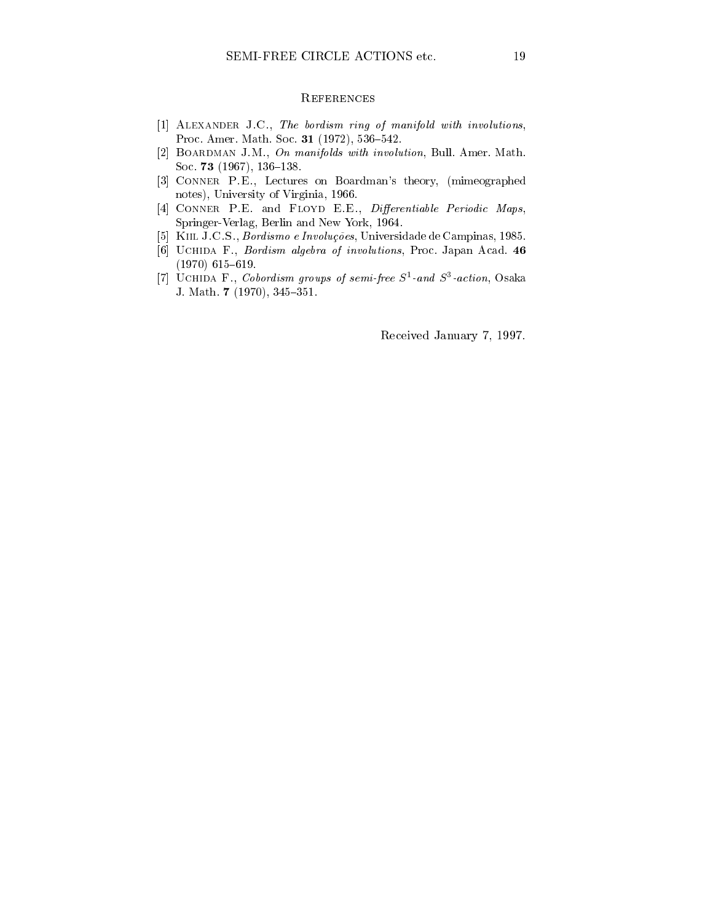## References

[1] Alexander J.C., *The bordism ring of manifold with involutions*, Proc. Amer. Math. Soc. **31** (1972), 536–542.

[2] Boardman J.M., *On manifolds with involution*, Bull. Amer. Math. Soc. **73** (1967), 136–138.

[3] Conner P.E., Lectures on Boardman's theory, (mimeographed notes), University of Virginia, 1966.

[4] Conner P.E. and Floyd E.E., *Differentiable Periodic Maps*, Springer-Verlag, Berlin and New York, 1964.

[5] Kiil J.C.S., *Bordismo e Involuções*, Universidade de Campinas, 1985.

[6] Uchida F., *Bordism algebra of involutions*, Proc. Japan Acad. **46** (1970) 615–619.

[7] Uchida F., *Cobordism groups of semi-free $S^1$-and $S^3$-action*, Osaka J. Math. **7** (1970), 345–351.

Received January 7, 1997.